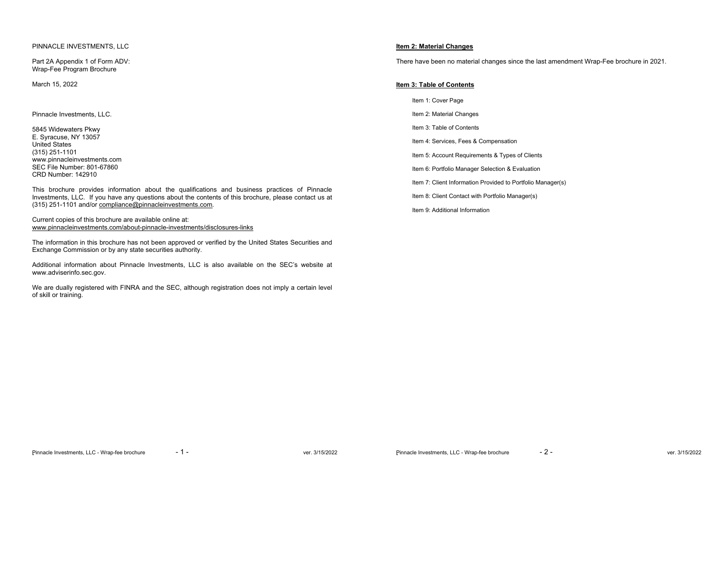PINNACLE INVESTMENTS, LLC

Part 2A Appendix 1 of Form ADV:
Wrap-Fee Program Brochure

March 15, 2022

Pinnacle Investments, LLC.

5845 Widewaters Pkwy
E. Syracuse, NY 13057
United States
(315) 251-1101
www.pinnacleinvestments.com
SEC File Number: 801-67860
CRD Number: 142910

This brochure provides information about the qualifications and business practices of Pinnacle Investments, LLC. If you have any questions about the contents of this brochure, please contact us at (315) 251-1101 and/or compliance@pinnacleinvestments.com.

Current copies of this brochure are available online at:
www.pinnacleinvestments.com/about-pinnacle-investments/disclosures-links

The information in this brochure has not been approved or verified by the United States Securities and Exchange Commission or by any state securities authority.

Additional information about Pinnacle Investments, LLC is also available on the SEC's website at www.adviserinfo.sec.gov.

We are dually registered with FINRA and the SEC, although registration does not imply a certain level of skill or training.

## Item 2: Material Changes

There have been no material changes since the last amendment Wrap-Fee brochure in 2021.

## Item 3: Table of Contents

- Item 1: Cover Page
- Item 2: Material Changes
- Item 3: Table of Contents
- Item 4: Services, Fees & Compensation
- Item 5: Account Requirements & Types of Clients
- Item 6: Portfolio Manager Selection & Evaluation
- Item 7: Client Information Provided to Portfolio Manager(s)
- Item 8: Client Contact with Portfolio Manager(s)
- Item 9: Additional Information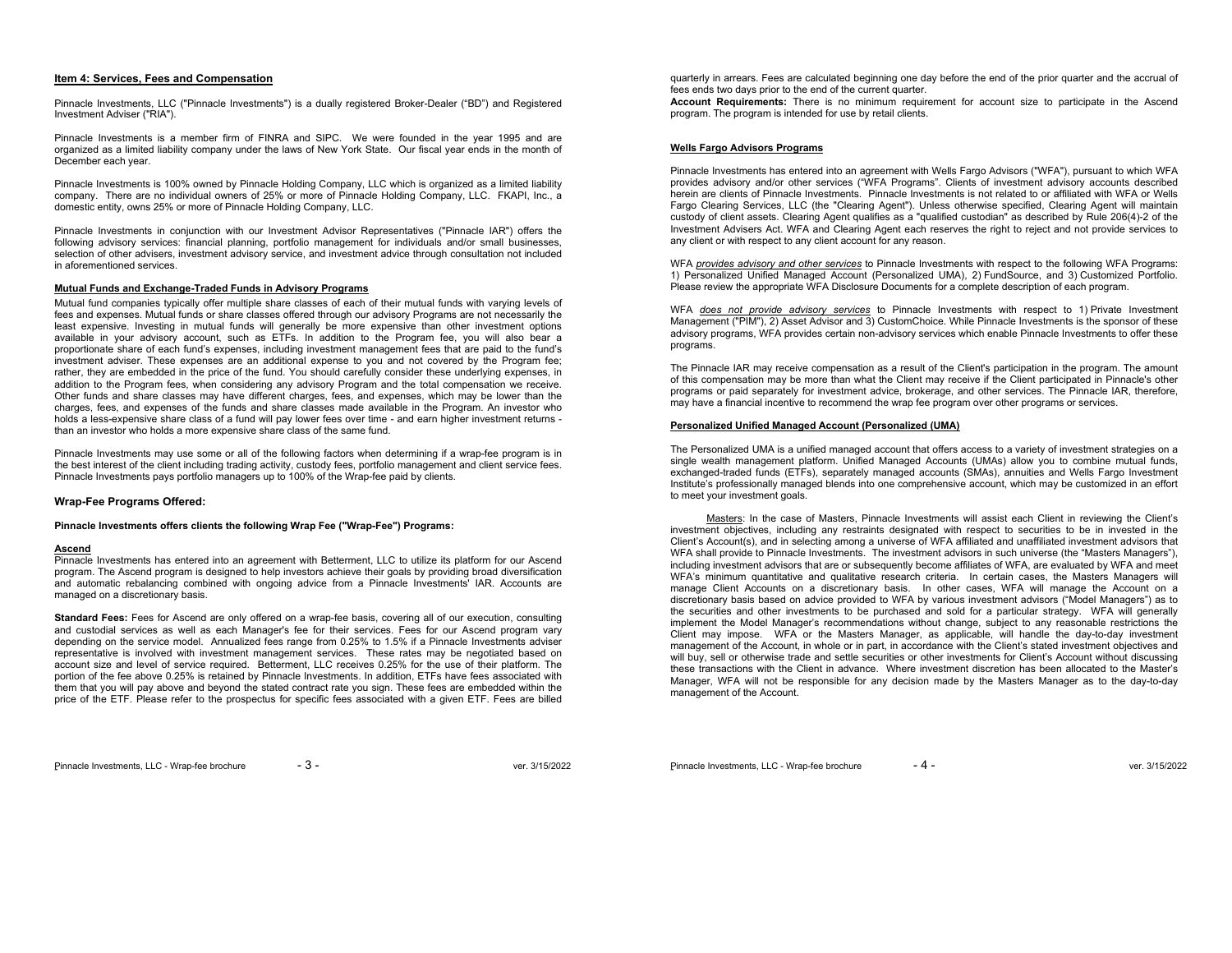## Item 4: Services, Fees and Compensation

Pinnacle Investments, LLC ("Pinnacle Investments") is a dually registered Broker-Dealer ("BD") and Registered Investment Adviser ("RIA").

Pinnacle Investments is a member firm of FINRA and SIPC. We were founded in the year 1995 and are organized as a limited liability company under the laws of New York State. Our fiscal year ends in the month of December each year.

Pinnacle Investments is 100% owned by Pinnacle Holding Company, LLC which is organized as a limited liability company. There are no individual owners of 25% or more of Pinnacle Holding Company, LLC. FKAPI, Inc., a domestic entity, owns 25% or more of Pinnacle Holding Company, LLC.

Pinnacle Investments in conjunction with our Investment Advisor Representatives ("Pinnacle IAR") offers the following advisory services: financial planning, portfolio management for individuals and/or small businesses, selection of other advisers, investment advisory service, and investment advice through consultation not included in aforementioned services.

### Mutual Funds and Exchange-Traded Funds in Advisory Programs

Mutual fund companies typically offer multiple share classes of each of their mutual funds with varying levels of fees and expenses. Mutual funds or share classes offered through our advisory Programs are not necessarily the least expensive. Investing in mutual funds will generally be more expensive than other investment options available in your advisory account, such as ETFs. In addition to the Program fee, you will also bear a proportionate share of each fund's expenses, including investment management fees that are paid to the fund's investment adviser. These expenses are an additional expense to you and not covered by the Program fee; rather, they are embedded in the price of the fund. You should carefully consider these underlying expenses, in addition to the Program fees, when considering any advisory Program and the total compensation we receive. Other funds and share classes may have different charges, fees, and expenses, which may be lower than the charges, fees, and expenses of the funds and share classes made available in the Program. An investor who holds a less-expensive share class of a fund will pay lower fees over time - and earn higher investment returns - than an investor who holds a more expensive share class of the same fund.

Pinnacle Investments may use some or all of the following factors when determining if a wrap-fee program is in the best interest of the client including trading activity, custody fees, portfolio management and client service fees. Pinnacle Investments pays portfolio managers up to 100% of the Wrap-fee paid by clients.

### Wrap-Fee Programs Offered:

**Pinnacle Investments offers clients the following Wrap Fee ("Wrap-Fee") Programs:**

#### Ascend

Pinnacle Investments has entered into an agreement with Betterment, LLC to utilize its platform for our Ascend program. The Ascend program is designed to help investors achieve their goals by providing broad diversification and automatic rebalancing combined with ongoing advice from a Pinnacle Investments' IAR. Accounts are managed on a discretionary basis.

**Standard Fees:** Fees for Ascend are only offered on a wrap-fee basis, covering all of our execution, consulting and custodial services as well as each Manager's fee for their services. Fees for our Ascend program vary depending on the service model. Annualized fees range from 0.25% to 1.5% if a Pinnacle Investments adviser representative is involved with investment management services. These rates may be negotiated based on account size and level of service required. Betterment, LLC receives 0.25% for the use of their platform. The portion of the fee above 0.25% is retained by Pinnacle Investments. In addition, ETFs have fees associated with them that you will pay above and beyond the stated contract rate you sign. These fees are embedded within the price of the ETF. Please refer to the prospectus for specific fees associated with a given ETF. Fees are billed quarterly in arrears. Fees are calculated beginning one day before the end of the prior quarter and the accrual of fees ends two days prior to the end of the current quarter.

**Account Requirements:** There is no minimum requirement for account size to participate in the Ascend program. The program is intended for use by retail clients.

### Wells Fargo Advisors Programs

Pinnacle Investments has entered into an agreement with Wells Fargo Advisors ("WFA"), pursuant to which WFA provides advisory and/or other services ("WFA Programs". Clients of investment advisory accounts described herein are clients of Pinnacle Investments. Pinnacle Investments is not related to or affiliated with WFA or Wells Fargo Clearing Services, LLC (the "Clearing Agent"). Unless otherwise specified, Clearing Agent will maintain custody of client assets. Clearing Agent qualifies as a "qualified custodian" as described by Rule 206(4)-2 of the Investment Advisers Act. WFA and Clearing Agent each reserves the right to reject and not provide services to any client or with respect to any client account for any reason.

WFA *provides advisory and other services* to Pinnacle Investments with respect to the following WFA Programs: 1) Personalized Unified Managed Account (Personalized UMA), 2) FundSource, and 3) Customized Portfolio. Please review the appropriate WFA Disclosure Documents for a complete description of each program.

WFA *does not provide advisory services* to Pinnacle Investments with respect to 1) Private Investment Management ("PIM"), 2) Asset Advisor and 3) CustomChoice. While Pinnacle Investments is the sponsor of these advisory programs, WFA provides certain non-advisory services which enable Pinnacle Investments to offer these programs.

The Pinnacle IAR may receive compensation as a result of the Client's participation in the program. The amount of this compensation may be more than what the Client may receive if the Client participated in Pinnacle's other programs or paid separately for investment advice, brokerage, and other services. The Pinnacle IAR, therefore, may have a financial incentive to recommend the wrap fee program over other programs or services.

#### Personalized Unified Managed Account (Personalized (UMA)

The Personalized UMA is a unified managed account that offers access to a variety of investment strategies on a single wealth management platform. Unified Managed Accounts (UMAs) allow you to combine mutual funds, exchanged-traded funds (ETFs), separately managed accounts (SMAs), annuities and Wells Fargo Investment Institute's professionally managed blends into one comprehensive account, which may be customized in an effort to meet your investment goals.

Masters: In the case of Masters, Pinnacle Investments will assist each Client in reviewing the Client's investment objectives, including any restraints designated with respect to securities to be in invested in the Client's Account(s), and in selecting among a universe of WFA affiliated and unaffiliated investment advisors that WFA shall provide to Pinnacle Investments. The investment advisors in such universe (the "Masters Managers"), including investment advisors that are or subsequently become affiliates of WFA, are evaluated by WFA and meet WFA's minimum quantitative and qualitative research criteria. In certain cases, the Masters Managers will manage Client Accounts on a discretionary basis. In other cases, WFA will manage the Account on a discretionary basis based on advice provided to WFA by various investment advisors ("Model Managers") as to the securities and other investments to be purchased and sold for a particular strategy. WFA will generally implement the Model Manager's recommendations without change, subject to any reasonable restrictions the Client may impose. WFA or the Masters Manager, as applicable, will handle the day-to-day investment management of the Account, in whole or in part, in accordance with the Client's stated investment objectives and will buy, sell or otherwise trade and settle securities or other investments for Client's Account without discussing these transactions with the Client in advance. Where investment discretion has been allocated to the Master's Manager, WFA will not be responsible for any decision made by the Masters Manager as to the day-to-day management of the Account.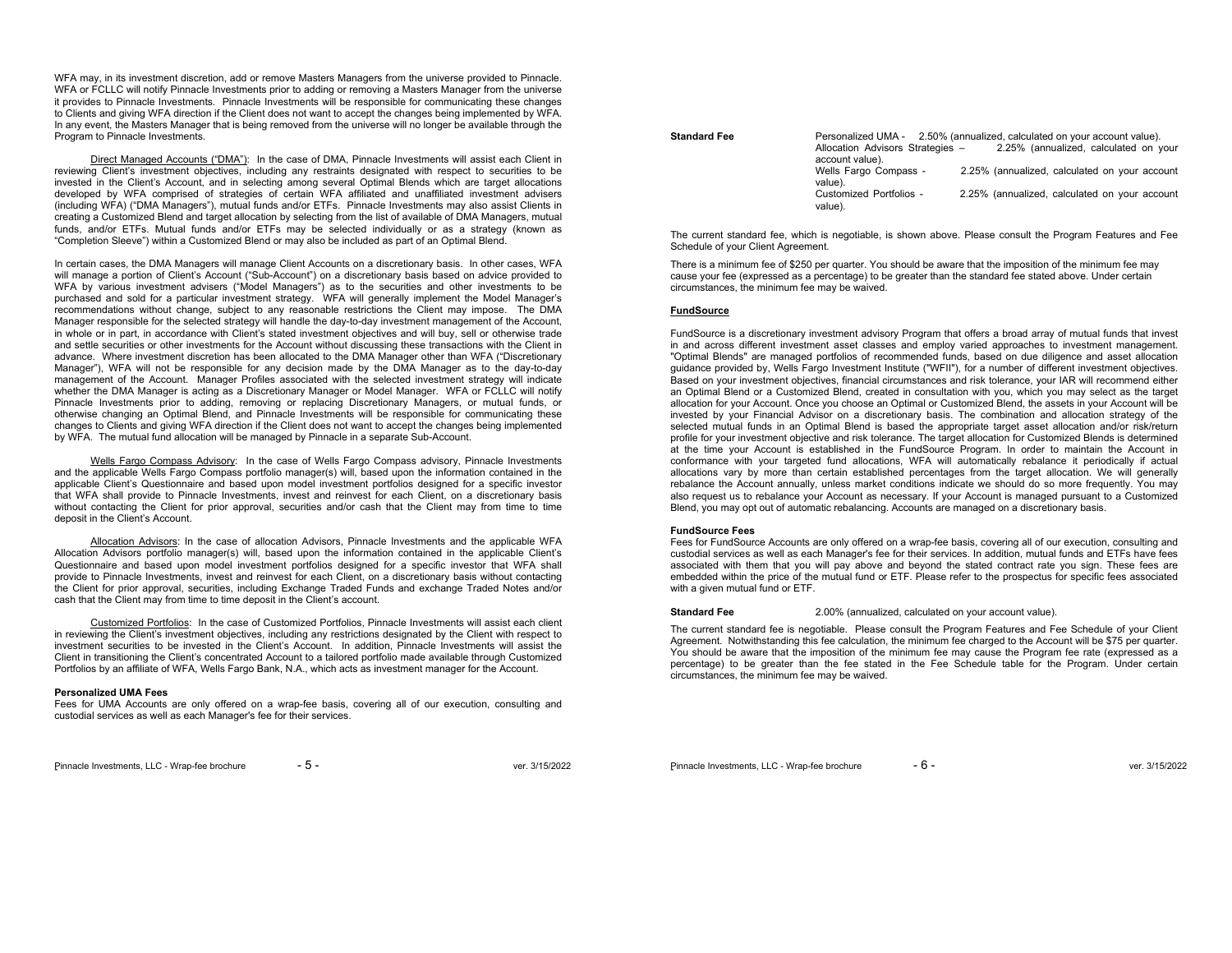WFA may, in its investment discretion, add or remove Masters Managers from the universe provided to Pinnacle. WFA or FCLLC will notify Pinnacle Investments prior to adding or removing a Masters Manager from the universe it provides to Pinnacle Investments. Pinnacle Investments will be responsible for communicating these changes to Clients and giving WFA direction if the Client does not want to accept the changes being implemented by WFA. In any event, the Masters Manager that is being removed from the universe will no longer be available through the Program to Pinnacle Investments.

Direct Managed Accounts ("DMA"): In the case of DMA, Pinnacle Investments will assist each Client in reviewing Client's investment objectives, including any restraints designated with respect to securities to be invested in the Client's Account, and in selecting among several Optimal Blends which are target allocations developed by WFA comprised of strategies of certain WFA affiliated and unaffiliated investment advisers (including WFA) ("DMA Managers"), mutual funds and/or ETFs. Pinnacle Investments may also assist Clients in creating a Customized Blend and target allocation by selecting from the list of available of DMA Managers, mutual funds, and/or ETFs. Mutual funds and/or ETFs may be selected individually or as a strategy (known as "Completion Sleeve") within a Customized Blend or may also be included as part of an Optimal Blend.

In certain cases, the DMA Managers will manage Client Accounts on a discretionary basis. In other cases, WFA will manage a portion of Client's Account ("Sub-Account") on a discretionary basis based on advice provided to WFA by various investment advisers ("Model Managers") as to the securities and other investments to be purchased and sold for a particular investment strategy. WFA will generally implement the Model Manager's recommendations without change, subject to any reasonable restrictions the Client may impose. The DMA Manager responsible for the selected strategy will handle the day-to-day investment management of the Account, in whole or in part, in accordance with Client's stated investment objectives and will buy, sell or otherwise trade and settle securities or other investments for the Account without discussing these transactions with the Client in advance. Where investment discretion has been allocated to the DMA Manager other than WFA ("Discretionary Manager"), WFA will not be responsible for any decision made by the DMA Manager as to the day-to-day management of the Account. Manager Profiles associated with the selected investment strategy will indicate whether the DMA Manager is acting as a Discretionary Manager or Model Manager. WFA or FCLLC will notify Pinnacle Investments prior to adding, removing or replacing Discretionary Managers, or mutual funds, or otherwise changing an Optimal Blend, and Pinnacle Investments will be responsible for communicating these changes to Clients and giving WFA direction if the Client does not want to accept the changes being implemented by WFA. The mutual fund allocation will be managed by Pinnacle in a separate Sub-Account.

Wells Fargo Compass Advisory: In the case of Wells Fargo Compass advisory, Pinnacle Investments and the applicable Wells Fargo Compass portfolio manager(s) will, based upon the information contained in the applicable Client's Questionnaire and based upon model investment portfolios designed for a specific investor that WFA shall provide to Pinnacle Investments, invest and reinvest for each Client, on a discretionary basis without contacting the Client for prior approval, securities and/or cash that the Client may from time to time deposit in the Client's Account.

Allocation Advisors: In the case of allocation Advisors, Pinnacle Investments and the applicable WFA Allocation Advisors portfolio manager(s) will, based upon the information contained in the applicable Client's Questionnaire and based upon model investment portfolios designed for a specific investor that WFA shall provide to Pinnacle Investments, invest and reinvest for each Client, on a discretionary basis without contacting the Client for prior approval, securities, including Exchange Traded Funds and exchange Traded Notes and/or cash that the Client may from time to time deposit in the Client's account.

Customized Portfolios: In the case of Customized Portfolios, Pinnacle Investments will assist each client in reviewing the Client's investment objectives, including any restrictions designated by the Client with respect to investment securities to be invested in the Client's Account. In addition, Pinnacle Investments will assist the Client in transitioning the Client's concentrated Account to a tailored portfolio made available through Customized Portfolios by an affiliate of WFA, Wells Fargo Bank, N.A., which acts as investment manager for the Account.

**Personalized UMA Fees**

Fees for UMA Accounts are only offered on a wrap-fee basis, covering all of our execution, consulting and custodial services as well as each Manager's fee for their services.

**Standard Fee**

- Personalized UMA - 2.50% (annualized, calculated on your account value).
- Allocation Advisors Strategies – 2.25% (annualized, calculated on your account value).
- Wells Fargo Compass - 2.25% (annualized, calculated on your account value).
- Customized Portfolios - 2.25% (annualized, calculated on your account value).

The current standard fee, which is negotiable, is shown above. Please consult the Program Features and Fee Schedule of your Client Agreement.

There is a minimum fee of $250 per quarter. You should be aware that the imposition of the minimum fee may cause your fee (expressed as a percentage) to be greater than the standard fee stated above. Under certain circumstances, the minimum fee may be waived.

**FundSource**

FundSource is a discretionary investment advisory Program that offers a broad array of mutual funds that invest in and across different investment asset classes and employ varied approaches to investment management. "Optimal Blends" are managed portfolios of recommended funds, based on due diligence and asset allocation guidance provided by, Wells Fargo Investment Institute ("WFII"), for a number of different investment objectives. Based on your investment objectives, financial circumstances and risk tolerance, your IAR will recommend either an Optimal Blend or a Customized Blend, created in consultation with you, which you may select as the target allocation for your Account. Once you choose an Optimal or Customized Blend, the assets in your Account will be invested by your Financial Advisor on a discretionary basis. The combination and allocation strategy of the selected mutual funds in an Optimal Blend is based the appropriate target asset allocation and/or risk/return profile for your investment objective and risk tolerance. The target allocation for Customized Blends is determined at the time your Account is established in the FundSource Program. In order to maintain the Account in conformance with your targeted fund allocations, WFA will automatically rebalance it periodically if actual allocations vary by more than certain established percentages from the target allocation. We will generally rebalance the Account annually, unless market conditions indicate we should do so more frequently. You may also request us to rebalance your Account as necessary. If your Account is managed pursuant to a Customized Blend, you may opt out of automatic rebalancing. Accounts are managed on a discretionary basis.

**FundSource Fees**

Fees for FundSource Accounts are only offered on a wrap-fee basis, covering all of our execution, consulting and custodial services as well as each Manager's fee for their services. In addition, mutual funds and ETFs have fees associated with them that you will pay above and beyond the stated contract rate you sign. These fees are embedded within the price of the mutual fund or ETF. Please refer to the prospectus for specific fees associated with a given mutual fund or ETF.

**Standard Fee** 2.00% (annualized, calculated on your account value).

The current standard fee is negotiable. Please consult the Program Features and Fee Schedule of your Client Agreement. Notwithstanding this fee calculation, the minimum fee charged to the Account will be $75 per quarter. You should be aware that the imposition of the minimum fee may cause the Program fee rate (expressed as a percentage) to be greater than the fee stated in the Fee Schedule table for the Program. Under certain circumstances, the minimum fee may be waived.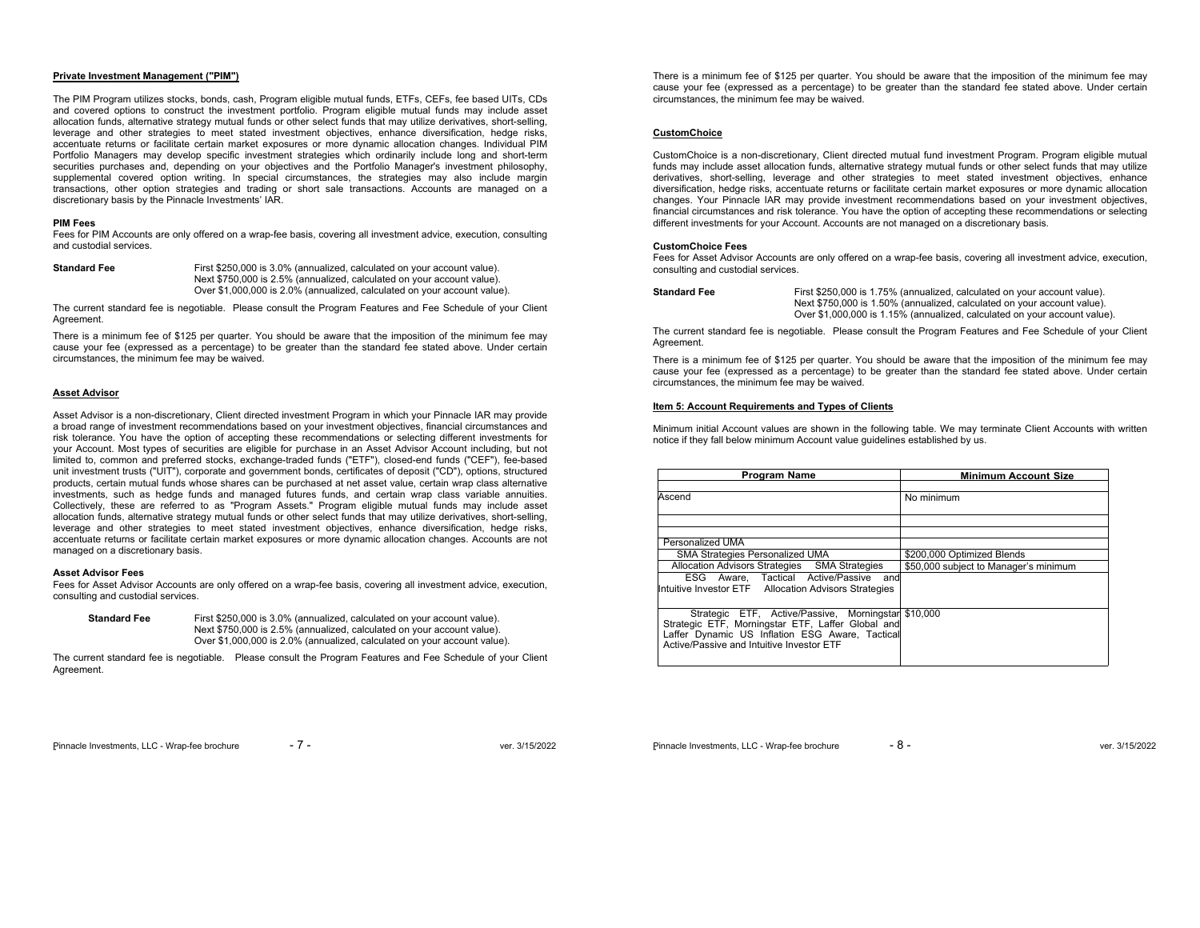**Private Investment Management ("PIM")**

The PIM Program utilizes stocks, bonds, cash, Program eligible mutual funds, ETFs, CEFs, fee based UITs, CDs and covered options to construct the investment portfolio. Program eligible mutual funds may include asset allocation funds, alternative strategy mutual funds or other select funds that may utilize derivatives, short-selling, leverage and other strategies to meet stated investment objectives, enhance diversification, hedge risks, accentuate returns or facilitate certain market exposures or more dynamic allocation changes. Individual PIM Portfolio Managers may develop specific investment strategies which ordinarily include long and short-term securities purchases and, depending on your objectives and the Portfolio Manager's investment philosophy, supplemental covered option writing. In special circumstances, the strategies may also include margin transactions, other option strategies and trading or short sale transactions. Accounts are managed on a discretionary basis by the Pinnacle Investments' IAR.

**PIM Fees**

Fees for PIM Accounts are only offered on a wrap-fee basis, covering all investment advice, execution, consulting and custodial services.

**Standard Fee**

First $250,000 is 3.0% (annualized, calculated on your account value).
Next $750,000 is 2.5% (annualized, calculated on your account value).
Over $1,000,000 is 2.0% (annualized, calculated on your account value).

The current standard fee is negotiable. Please consult the Program Features and Fee Schedule of your Client Agreement.

There is a minimum fee of $125 per quarter. You should be aware that the imposition of the minimum fee may cause your fee (expressed as a percentage) to be greater than the standard fee stated above. Under certain circumstances, the minimum fee may be waived.

**Asset Advisor**

Asset Advisor is a non-discretionary, Client directed investment Program in which your Pinnacle IAR may provide a broad range of investment recommendations based on your investment objectives, financial circumstances and risk tolerance. You have the option of accepting these recommendations or selecting different investments for your Account. Most types of securities are eligible for purchase in an Asset Advisor Account including, but not limited to, common and preferred stocks, exchange-traded funds ("ETF"), closed-end funds ("CEF"), fee-based unit investment trusts ("UIT"), corporate and government bonds, certificates of deposit ("CD"), options, structured products, certain mutual funds whose shares can be purchased at net asset value, certain wrap class alternative investments, such as hedge funds and managed futures funds, and certain wrap class variable annuities. Collectively, these are referred to as "Program Assets." Program eligible mutual funds may include asset allocation funds, alternative strategy mutual funds or other select funds that may utilize derivatives, short-selling, leverage and other strategies to meet stated investment objectives, enhance diversification, hedge risks, accentuate returns or facilitate certain market exposures or more dynamic allocation changes. Accounts are not managed on a discretionary basis.

**Asset Advisor Fees**

Fees for Asset Advisor Accounts are only offered on a wrap-fee basis, covering all investment advice, execution, consulting and custodial services.

**Standard Fee**

First $250,000 is 3.0% (annualized, calculated on your account value).
Next $750,000 is 2.5% (annualized, calculated on your account value).
Over $1,000,000 is 2.0% (annualized, calculated on your account value).

The current standard fee is negotiable. Please consult the Program Features and Fee Schedule of your Client Agreement.

There is a minimum fee of $125 per quarter. You should be aware that the imposition of the minimum fee may cause your fee (expressed as a percentage) to be greater than the standard fee stated above. Under certain circumstances, the minimum fee may be waived.

**CustomChoice**

CustomChoice is a non-discretionary, Client directed mutual fund investment Program. Program eligible mutual funds may include asset allocation funds, alternative strategy mutual funds or other select funds that may utilize derivatives, short-selling, leverage and other strategies to meet stated investment objectives, enhance diversification, hedge risks, accentuate returns or facilitate certain market exposures or more dynamic allocation changes. Your Pinnacle IAR may provide investment recommendations based on your investment objectives, financial circumstances and risk tolerance. You have the option of accepting these recommendations or selecting different investments for your Account. Accounts are not managed on a discretionary basis.

**CustomChoice Fees**

Fees for Asset Advisor Accounts are only offered on a wrap-fee basis, covering all investment advice, execution, consulting and custodial services.

**Standard Fee**

First $250,000 is 1.75% (annualized, calculated on your account value).
Next $750,000 is 1.50% (annualized, calculated on your account value).
Over $1,000,000 is 1.15% (annualized, calculated on your account value).

The current standard fee is negotiable. Please consult the Program Features and Fee Schedule of your Client Agreement.

There is a minimum fee of $125 per quarter. You should be aware that the imposition of the minimum fee may cause your fee (expressed as a percentage) to be greater than the standard fee stated above. Under certain circumstances, the minimum fee may be waived.

**Item 5: Account Requirements and Types of Clients**

Minimum initial Account values are shown in the following table. We may terminate Client Accounts with written notice if they fall below minimum Account value guidelines established by us.

| Program Name | Minimum Account Size |
|---|---|
| | |
| Ascend | No minimum |
| | |
| | |
| Personalized UMA | |
| SMA Strategies Personalized UMA | $200,000 Optimized Blends |
| Allocation Advisors Strategies SMA Strategies | $50,000 subject to Manager's minimum |
| ESG Aware, Tactical Active/Passive and Intuitive Investor ETF Allocation Advisors Strategies | |
| Strategic ETF, Active/Passive, Morningstar Strategic ETF, Morningstar ETF, Laffer Global and Laffer Dynamic US Inflation ESG Aware, Tactical Active/Passive and Intuitive Investor ETF | $10,000 |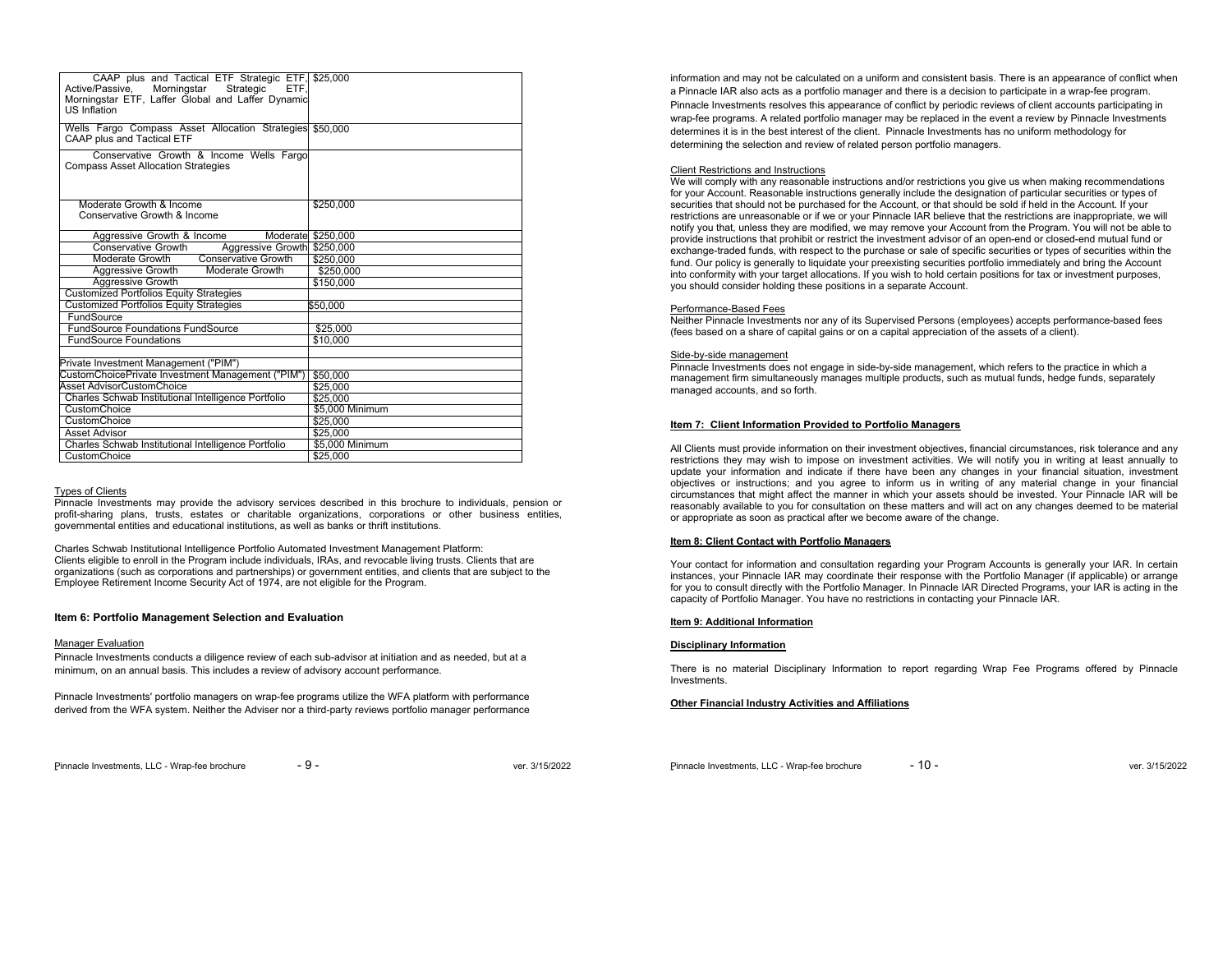| | |
|---|---|
| CAAP plus and Tactical ETF Strategic ETF, Active/Passive, Morningstar Strategic ETF, Morningstar ETF, Laffer Global and Laffer Dynamic US Inflation | $25,000 |
| Wells Fargo Compass Asset Allocation Strategies CAAP plus and Tactical ETF | $50,000 |
| Conservative Growth & Income Wells Fargo Compass Asset Allocation Strategies | |
| Moderate Growth & Income Conservative Growth & Income | $250,000 |
| Aggressive Growth & Income Moderate | $250,000 |
| Conservative Growth Aggressive Growth | $250,000 |
| Moderate Growth Conservative Growth | $250,000 |
| Aggressive Growth Moderate Growth | $250,000 |
| Aggressive Growth | $150,000 |
| Customized Portfolios Equity Strategies | |
| Customized Portfolios Equity Strategies | $50,000 |
| FundSource | |
| FundSource Foundations FundSource | $25,000 |
| FundSource Foundations | $10,000 |
| | |
| Private Investment Management ("PIM") | |
| CustomChoicePrivate Investment Management ("PIM") | $50,000 |
| Asset AdvisorCustomChoice | $25,000 |
| Charles Schwab Institutional Intelligence Portfolio | $25,000 |
| CustomChoice | $5,000 Minimum |
| CustomChoice | $25,000 |
| Asset Advisor | $25,000 |
| Charles Schwab Institutional Intelligence Portfolio | $5,000 Minimum |
| CustomChoice | $25,000 |

Types of Clients

Pinnacle Investments may provide the advisory services described in this brochure to individuals, pension or profit-sharing plans, trusts, estates or charitable organizations, corporations or other business entities, governmental entities and educational institutions, as well as banks or thrift institutions.

Charles Schwab Institutional Intelligence Portfolio Automated Investment Management Platform:
Clients eligible to enroll in the Program include individuals, IRAs, and revocable living trusts. Clients that are organizations (such as corporations and partnerships) or government entities, and clients that are subject to the Employee Retirement Income Security Act of 1974, are not eligible for the Program.

## Item 6: Portfolio Management Selection and Evaluation

Manager Evaluation

Pinnacle Investments conducts a diligence review of each sub-advisor at initiation and as needed, but at a minimum, on an annual basis. This includes a review of advisory account performance.

Pinnacle Investments' portfolio managers on wrap-fee programs utilize the WFA platform with performance derived from the WFA system. Neither the Adviser nor a third-party reviews portfolio manager performance information and may not be calculated on a uniform and consistent basis. There is an appearance of conflict when a Pinnacle IAR also acts as a portfolio manager and there is a decision to participate in a wrap-fee program. Pinnacle Investments resolves this appearance of conflict by periodic reviews of client accounts participating in wrap-fee programs. A related portfolio manager may be replaced in the event a review by Pinnacle Investments determines it is in the best interest of the client. Pinnacle Investments has no uniform methodology for determining the selection and review of related person portfolio managers.

Client Restrictions and Instructions

We will comply with any reasonable instructions and/or restrictions you give us when making recommendations for your Account. Reasonable instructions generally include the designation of particular securities or types of securities that should not be purchased for the Account, or that should be sold if held in the Account. If your restrictions are unreasonable or if we or your Pinnacle IAR believe that the restrictions are inappropriate, we will notify you that, unless they are modified, we may remove your Account from the Program. You will not be able to provide instructions that prohibit or restrict the investment advisor of an open-end or closed-end mutual fund or exchange-traded funds, with respect to the purchase or sale of specific securities or types of securities within the fund. Our policy is generally to liquidate your preexisting securities portfolio immediately and bring the Account into conformity with your target allocations. If you wish to hold certain positions for tax or investment purposes, you should consider holding these positions in a separate Account.

Performance-Based Fees

Neither Pinnacle Investments nor any of its Supervised Persons (employees) accepts performance-based fees (fees based on a share of capital gains or on a capital appreciation of the assets of a client).

Side-by-side management

Pinnacle Investments does not engage in side-by-side management, which refers to the practice in which a management firm simultaneously manages multiple products, such as mutual funds, hedge funds, separately managed accounts, and so forth.

## Item 7: Client Information Provided to Portfolio Managers

All Clients must provide information on their investment objectives, financial circumstances, risk tolerance and any restrictions they may wish to impose on investment activities. We will notify you in writing at least annually to update your information and indicate if there have been any changes in your financial situation, investment objectives or instructions; and you agree to inform us in writing of any material change in your financial circumstances that might affect the manner in which your assets should be invested. Your Pinnacle IAR will be reasonably available to you for consultation on these matters and will act on any changes deemed to be material or appropriate as soon as practical after we become aware of the change.

## Item 8: Client Contact with Portfolio Managers

Your contact for information and consultation regarding your Program Accounts is generally your IAR. In certain instances, your Pinnacle IAR may coordinate their response with the Portfolio Manager (if applicable) or arrange for you to consult directly with the Portfolio Manager. In Pinnacle IAR Directed Programs, your IAR is acting in the capacity of Portfolio Manager. You have no restrictions in contacting your Pinnacle IAR.

## Item 9: Additional Information

### Disciplinary Information

There is no material Disciplinary Information to report regarding Wrap Fee Programs offered by Pinnacle Investments.

### Other Financial Industry Activities and Affiliations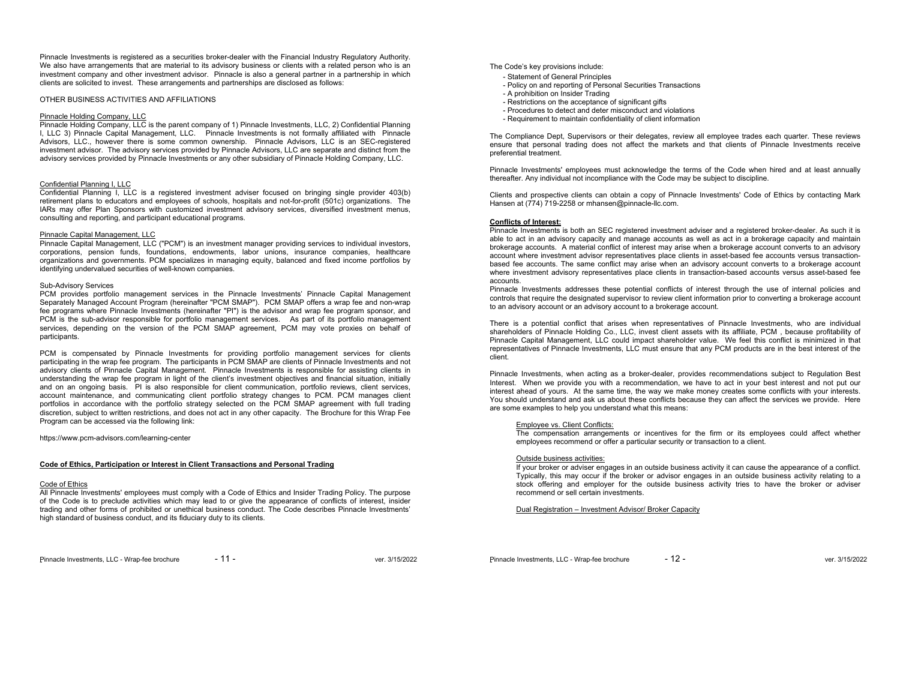Pinnacle Investments is registered as a securities broker-dealer with the Financial Industry Regulatory Authority. We also have arrangements that are material to its advisory business or clients with a related person who is an investment company and other investment advisor. Pinnacle is also a general partner in a partnership in which clients are solicited to invest. These arrangements and partnerships are disclosed as follows:

OTHER BUSINESS ACTIVITIES AND AFFILIATIONS

Pinnacle Holding Company, LLC

Pinnacle Holding Company, LLC is the parent company of 1) Pinnacle Investments, LLC, 2) Confidential Planning I, LLC 3) Pinnacle Capital Management, LLC. Pinnacle Investments is not formally affiliated with Pinnacle Advisors, LLC., however there is some common ownership. Pinnacle Advisors, LLC is an SEC-registered investment advisor. The advisory services provided by Pinnacle Advisors, LLC are separate and distinct from the advisory services provided by Pinnacle Investments or any other subsidiary of Pinnacle Holding Company, LLC.

Confidential Planning I, LLC

Confidential Planning I, LLC is a registered investment adviser focused on bringing single provider 403(b) retirement plans to educators and employees of schools, hospitals and not-for-profit (501c) organizations. The IARs may offer Plan Sponsors with customized investment advisory services, diversified investment menus, consulting and reporting, and participant educational programs.

Pinnacle Capital Management, LLC

Pinnacle Capital Management, LLC ("PCM") is an investment manager providing services to individual investors, corporations, pension funds, foundations, endowments, labor unions, insurance companies, healthcare organizations and governments. PCM specializes in managing equity, balanced and fixed income portfolios by identifying undervalued securities of well-known companies.

Sub-Advisory Services

PCM provides portfolio management services in the Pinnacle Investments' Pinnacle Capital Management Separately Managed Account Program (hereinafter "PCM SMAP"). PCM SMAP offers a wrap fee and non-wrap fee programs where Pinnacle Investments (hereinafter "PI") is the advisor and wrap fee program sponsor, and PCM is the sub-advisor responsible for portfolio management services. As part of its portfolio management services, depending on the version of the PCM SMAP agreement, PCM may vote proxies on behalf of participants.

PCM is compensated by Pinnacle Investments for providing portfolio management services for clients participating in the wrap fee program. The participants in PCM SMAP are clients of Pinnacle Investments and not advisory clients of Pinnacle Capital Management. Pinnacle Investments is responsible for assisting clients in understanding the wrap fee program in light of the client's investment objectives and financial situation, initially and on an ongoing basis. PI is also responsible for client communication, portfolio reviews, client services, account maintenance, and communicating client portfolio strategy changes to PCM. PCM manages client portfolios in accordance with the portfolio strategy selected on the PCM SMAP agreement with full trading discretion, subject to written restrictions, and does not act in any other capacity. The Brochure for this Wrap Fee Program can be accessed via the following link:

https://www.pcm-advisors.com/learning-center

**Code of Ethics, Participation or Interest in Client Transactions and Personal Trading**

Code of Ethics

All Pinnacle Investments' employees must comply with a Code of Ethics and Insider Trading Policy. The purpose of the Code is to preclude activities which may lead to or give the appearance of conflicts of interest, insider trading and other forms of prohibited or unethical business conduct. The Code describes Pinnacle Investments' high standard of business conduct, and its fiduciary duty to its clients.

The Code's key provisions include:

- Statement of General Principles
- Policy on and reporting of Personal Securities Transactions
- A prohibition on Insider Trading
- Restrictions on the acceptance of significant gifts
- Procedures to detect and deter misconduct and violations
- Requirement to maintain confidentiality of client information

The Compliance Dept, Supervisors or their delegates, review all employee trades each quarter. These reviews ensure that personal trading does not affect the markets and that clients of Pinnacle Investments receive preferential treatment.

Pinnacle Investments' employees must acknowledge the terms of the Code when hired and at least annually thereafter. Any individual not incompliance with the Code may be subject to discipline.

Clients and prospective clients can obtain a copy of Pinnacle Investments' Code of Ethics by contacting Mark Hansen at (774) 719-2258 or mhansen@pinnacle-llc.com.

**Conflicts of Interest:**

Pinnacle Investments is both an SEC registered investment adviser and a registered broker-dealer. As such it is able to act in an advisory capacity and manage accounts as well as act in a brokerage capacity and maintain brokerage accounts. A material conflict of interest may arise when a brokerage account converts to an advisory account where investment advisor representatives place clients in asset-based fee accounts versus transaction-based fee accounts. The same conflict may arise when an advisory account converts to a brokerage account where investment advisory representatives place clients in transaction-based accounts versus asset-based fee accounts.

Pinnacle Investments addresses these potential conflicts of interest through the use of internal policies and controls that require the designated supervisor to review client information prior to converting a brokerage account to an advisory account or an advisory account to a brokerage account.

There is a potential conflict that arises when representatives of Pinnacle Investments, who are individual shareholders of Pinnacle Holding Co., LLC, invest client assets with its affiliate, PCM , because profitability of Pinnacle Capital Management, LLC could impact shareholder value. We feel this conflict is minimized in that representatives of Pinnacle Investments, LLC must ensure that any PCM products are in the best interest of the client.

Pinnacle Investments, when acting as a broker-dealer, provides recommendations subject to Regulation Best Interest. When we provide you with a recommendation, we have to act in your best interest and not put our interest ahead of yours. At the same time, the way we make money creates some conflicts with your interests. You should understand and ask us about these conflicts because they can affect the services we provide. Here are some examples to help you understand what this means:

Employee vs. Client Conflicts:

The compensation arrangements or incentives for the firm or its employees could affect whether employees recommend or offer a particular security or transaction to a client.

Outside business activities:

If your broker or adviser engages in an outside business activity it can cause the appearance of a conflict. Typically, this may occur if the broker or advisor engages in an outside business activity relating to a stock offering and employer for the outside business activity tries to have the broker or adviser recommend or sell certain investments.

Dual Registration – Investment Advisor/ Broker Capacity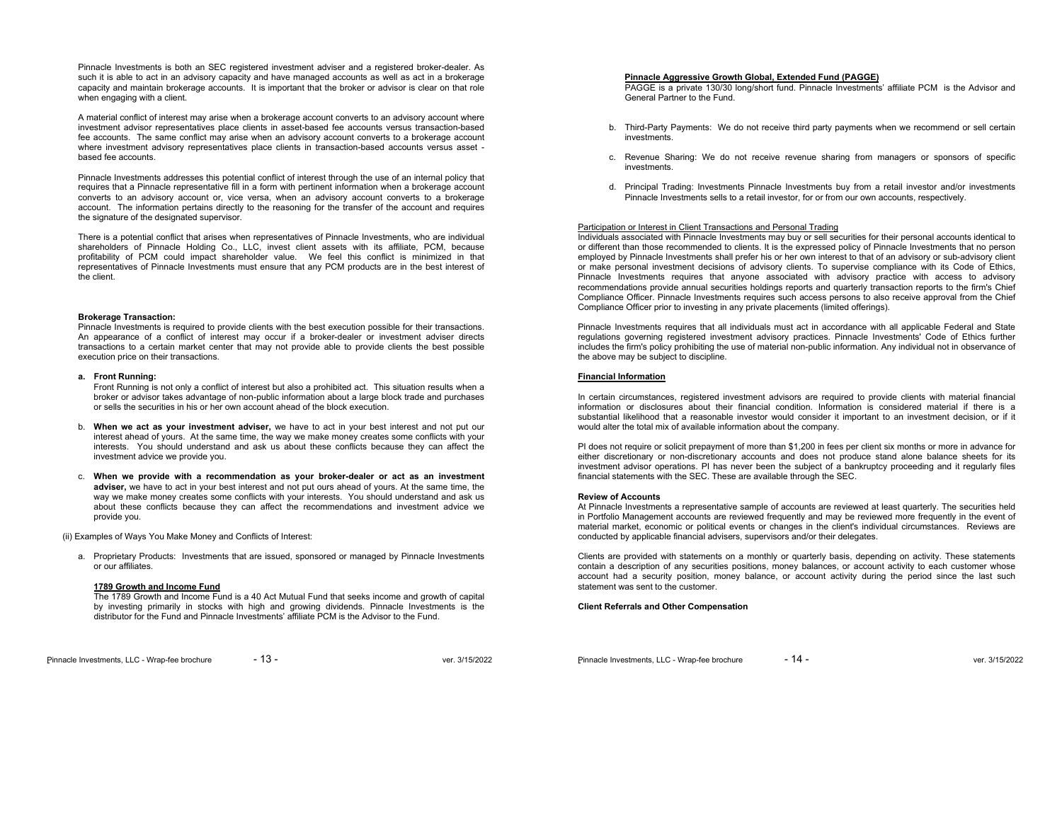Pinnacle Investments is both an SEC registered investment adviser and a registered broker-dealer. As such it is able to act in an advisory capacity and have managed accounts as well as act in a brokerage capacity and maintain brokerage accounts. It is important that the broker or advisor is clear on that role when engaging with a client.

A material conflict of interest may arise when a brokerage account converts to an advisory account where investment advisor representatives place clients in asset-based fee accounts versus transaction-based fee accounts. The same conflict may arise when an advisory account converts to a brokerage account where investment advisory representatives place clients in transaction-based accounts versus asset - based fee accounts.

Pinnacle Investments addresses this potential conflict of interest through the use of an internal policy that requires that a Pinnacle representative fill in a form with pertinent information when a brokerage account converts to an advisory account or, vice versa, when an advisory account converts to a brokerage account. The information pertains directly to the reasoning for the transfer of the account and requires the signature of the designated supervisor.

There is a potential conflict that arises when representatives of Pinnacle Investments, who are individual shareholders of Pinnacle Holding Co., LLC, invest client assets with its affiliate, PCM, because profitability of PCM could impact shareholder value. We feel this conflict is minimized in that representatives of Pinnacle Investments must ensure that any PCM products are in the best interest of the client.

**Brokerage Transaction:**
Pinnacle Investments is required to provide clients with the best execution possible for their transactions. An appearance of a conflict of interest may occur if a broker-dealer or investment adviser directs transactions to a certain market center that may not provide able to provide clients the best possible execution price on their transactions.

a. **Front Running:**
Front Running is not only a conflict of interest but also a prohibited act. This situation results when a broker or advisor takes advantage of non-public information about a large block trade and purchases or sells the securities in his or her own account ahead of the block execution.

b. **When we act as your investment adviser,** we have to act in your best interest and not put our interest ahead of yours. At the same time, the way we make money creates some conflicts with your interests. You should understand and ask us about these conflicts because they can affect the investment advice we provide you.

c. **When we provide with a recommendation as your broker-dealer or act as an investment adviser,** we have to act in your best interest and not put ours ahead of yours. At the same time, the way we make money creates some conflicts with your interests. You should understand and ask us about these conflicts because they can affect the recommendations and investment advice we provide you.

(ii) Examples of Ways You Make Money and Conflicts of Interest:

a. Proprietary Products: Investments that are issued, sponsored or managed by Pinnacle Investments or our affiliates.

**1789 Growth and Income Fund**
The 1789 Growth and Income Fund is a 40 Act Mutual Fund that seeks income and growth of capital by investing primarily in stocks with high and growing dividends. Pinnacle Investments is the distributor for the Fund and Pinnacle Investments' affiliate PCM is the Advisor to the Fund.

**Pinnacle Aggressive Growth Global, Extended Fund (PAGGE)**
PAGGE is a private 130/30 long/short fund. Pinnacle Investments' affiliate PCM is the Advisor and General Partner to the Fund.

b. Third-Party Payments: We do not receive third party payments when we recommend or sell certain investments.

c. Revenue Sharing: We do not receive revenue sharing from managers or sponsors of specific investments.

d. Principal Trading: Investments Pinnacle Investments buy from a retail investor and/or investments Pinnacle Investments sells to a retail investor, for or from our own accounts, respectively.

Participation or Interest in Client Transactions and Personal Trading
Individuals associated with Pinnacle Investments may buy or sell securities for their personal accounts identical to or different than those recommended to clients. It is the expressed policy of Pinnacle Investments that no person employed by Pinnacle Investments shall prefer his or her own interest to that of an advisory or sub-advisory client or make personal investment decisions of advisory clients. To supervise compliance with its Code of Ethics, Pinnacle Investments requires that anyone associated with advisory practice with access to advisory recommendations provide annual securities holdings reports and quarterly transaction reports to the firm's Chief Compliance Officer. Pinnacle Investments requires such access persons to also receive approval from the Chief Compliance Officer prior to investing in any private placements (limited offerings).

Pinnacle Investments requires that all individuals must act in accordance with all applicable Federal and State regulations governing registered investment advisory practices. Pinnacle Investments' Code of Ethics further includes the firm's policy prohibiting the use of material non-public information. Any individual not in observance of the above may be subject to discipline.

**Financial Information**

In certain circumstances, registered investment advisors are required to provide clients with material financial information or disclosures about their financial condition. Information is considered material if there is a substantial likelihood that a reasonable investor would consider it important to an investment decision, or if it would alter the total mix of available information about the company.

PI does not require or solicit prepayment of more than $1,200 in fees per client six months or more in advance for either discretionary or non-discretionary accounts and does not produce stand alone balance sheets for its investment advisor operations. PI has never been the subject of a bankruptcy proceeding and it regularly files financial statements with the SEC. These are available through the SEC.

**Review of Accounts**
At Pinnacle Investments a representative sample of accounts are reviewed at least quarterly. The securities held in Portfolio Management accounts are reviewed frequently and may be reviewed more frequently in the event of material market, economic or political events or changes in the client's individual circumstances. Reviews are conducted by applicable financial advisers, supervisors and/or their delegates.

Clients are provided with statements on a monthly or quarterly basis, depending on activity. These statements contain a description of any securities positions, money balances, or account activity to each customer whose account had a security position, money balance, or account activity during the period since the last such statement was sent to the customer.

**Client Referrals and Other Compensation**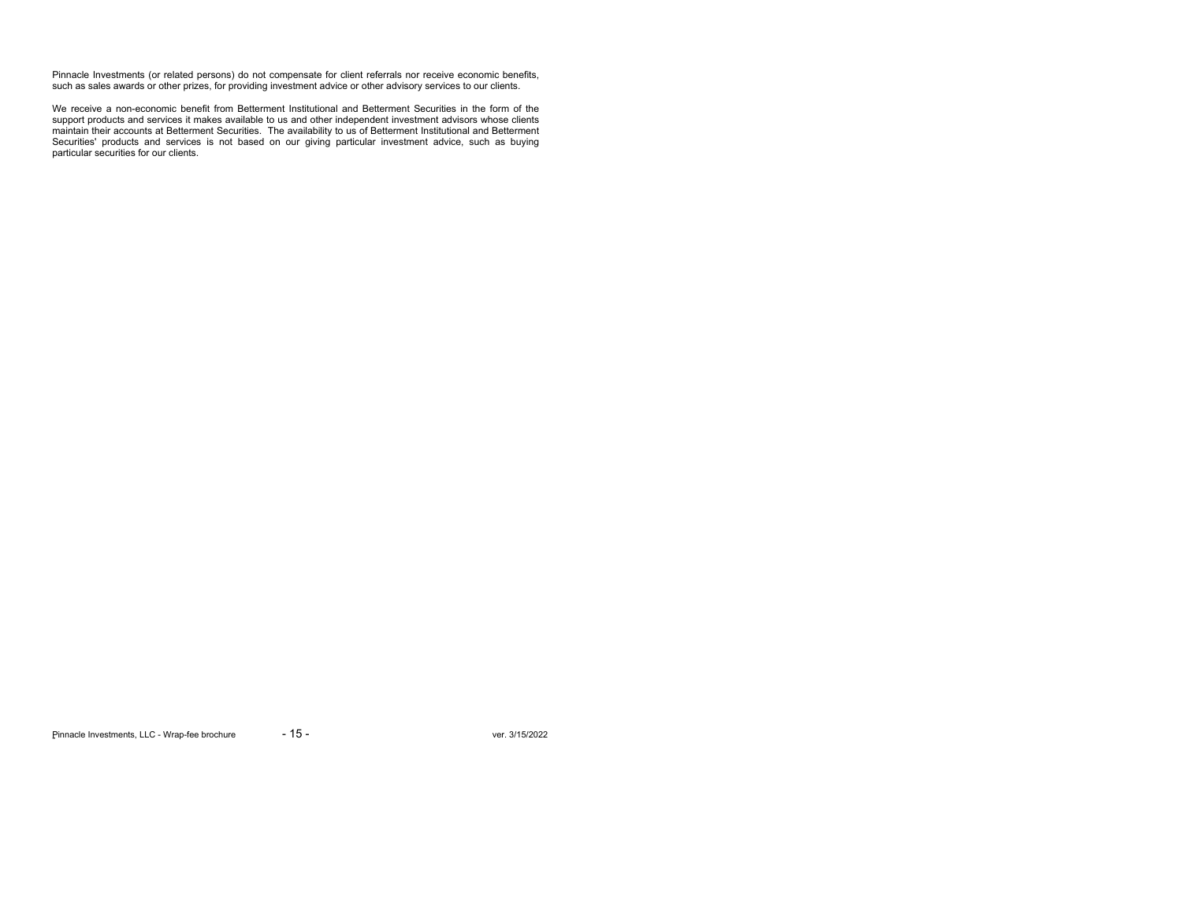Pinnacle Investments (or related persons) do not compensate for client referrals nor receive economic benefits, such as sales awards or other prizes, for providing investment advice or other advisory services to our clients.

We receive a non-economic benefit from Betterment Institutional and Betterment Securities in the form of the support products and services it makes available to us and other independent investment advisors whose clients maintain their accounts at Betterment Securities. The availability to us of Betterment Institutional and Betterment Securities' products and services is not based on our giving particular investment advice, such as buying particular securities for our clients.